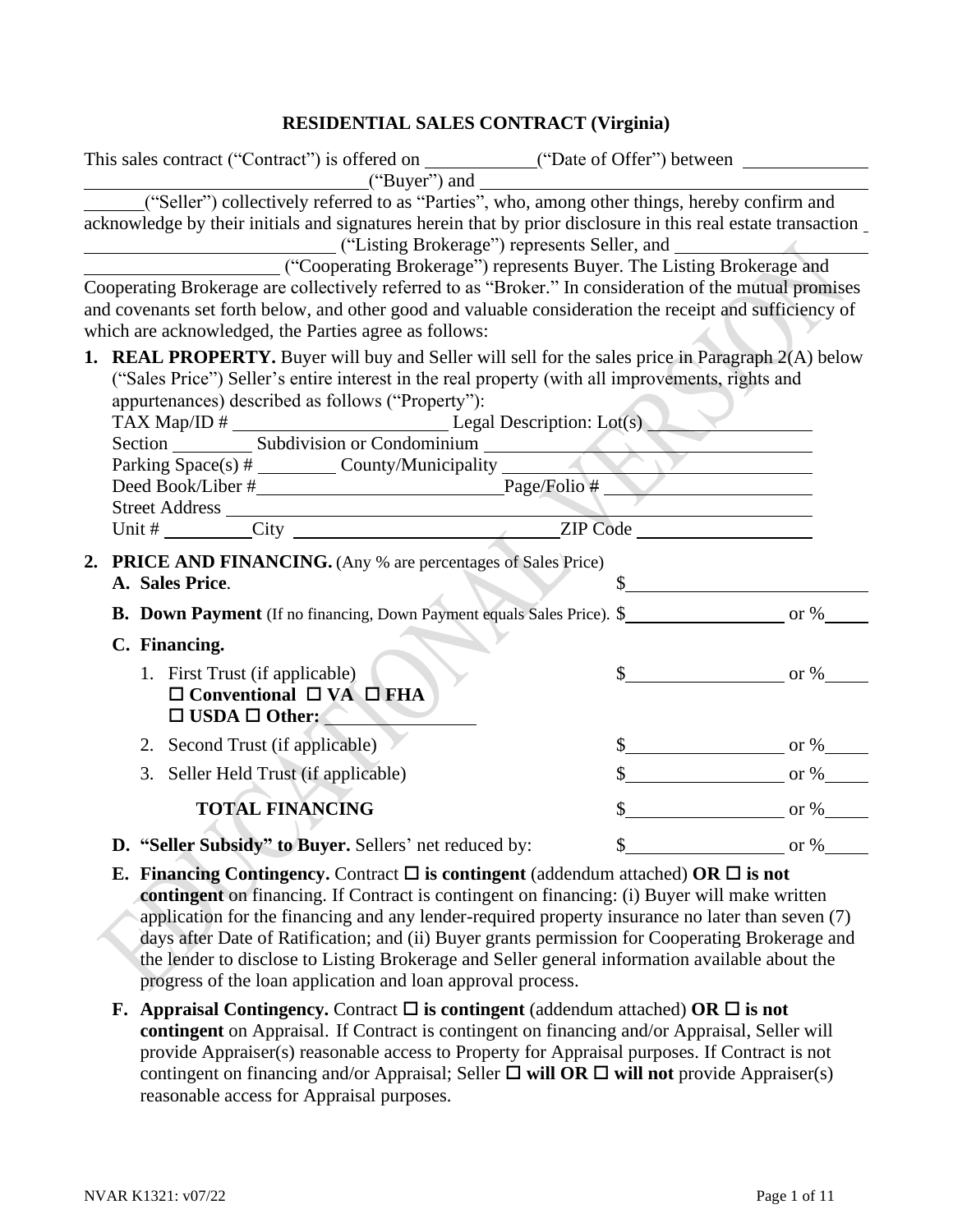# RESIDENTIAL SALES CONTRACT (Virginia)

This sales contract ("Contract") is offered on \_\_\_\_\_\_\_\_\_\_\_\_("Date of Offer") between \_\_\_\_\_\_\_\_\_\_\_\_\_\_\_\_\_\_\_\_\_\_\_\_\_\_\_\_\_\_\_\_\_\_\_\_\_\_\_\_\_\_\_\_("Buyer") and \_\_\_\_\_\_\_\_\_\_\_\_\_\_\_\_\_\_\_\_\_\_\_\_\_\_\_\_\_\_\_\_\_\_\_\_\_\_\_\_\_\_\_\_("Seller") collectively referred to as "Parties", who, among other things, hereby confirm and acknowledge by their initials and signatures herein that by prior disclosure in this real estate transaction \_\_\_\_\_\_\_\_\_\_\_\_\_\_\_\_\_\_\_\_\_\_\_\_\_\_\_\_ ("Listing Brokerage") represents Seller, and \_\_\_\_\_\_\_\_\_\_\_\_\_\_\_\_\_\_\_\_\_\_\_\_\_\_\_\_\_\_\_\_\_\_\_\_\_\_\_\_ ("Cooperating Brokerage") represents Buyer. The Listing Brokerage and Cooperating Brokerage are collectively referred to as "Broker." In consideration of the mutual promises and covenants set forth below, and other good and valuable consideration the receipt and sufficiency of which are acknowledged, the Parties agree as follows:

1. **REAL PROPERTY.** Buyer will buy and Seller will sell for the sales price in Paragraph 2(A) below ("Sales Price") Seller's entire interest in the real property (with all improvements, rights and appurtenances) described as follows ("Property"):

   TAX Map/ID # \_\_\_\_\_\_\_\_\_\_\_\_\_\_\_\_\_\_\_\_\_\_\_\_ Legal Description: Lot(s) \_\_\_\_\_\_\_\_\_\_\_\_\_\_\_\_\_\_
   Section \_\_\_\_\_\_\_\_ Subdivision or Condominium \_\_\_\_\_\_\_\_\_\_\_\_\_\_\_\_\_\_\_\_\_\_\_\_\_\_\_\_\_\_\_\_\_\_\_\_
   Parking Space(s) # \_\_\_\_\_\_\_\_ County/Municipality \_\_\_\_\_\_\_\_\_\_\_\_\_\_\_\_\_\_\_\_\_\_\_\_\_\_\_\_\_\_\_\_\_\_\_\_
   Deed Book/Liber #\_\_\_\_\_\_\_\_\_\_\_\_\_\_\_\_\_\_\_\_\_\_\_\_\_\_\_\_Page/Folio # \_\_\_\_\_\_\_\_\_\_\_\_\_\_\_\_\_\_\_\_\_\_\_\_
   Street Address \_\_\_\_\_\_\_\_\_\_\_\_\_\_\_\_\_\_\_\_\_\_\_\_\_\_\_\_\_\_\_\_\_\_\_\_\_\_\_\_\_\_\_\_\_\_\_\_\_\_\_\_\_\_\_\_\_\_\_\_\_\_\_\_
   Unit # \_\_\_\_\_\_\_\_\_City \_\_\_\_\_\_\_\_\_\_\_\_\_\_\_\_\_\_\_\_\_\_\_\_\_\_\_\_\_\_\_\_\_\_ZIP Code \_\_\_\_\_\_\_\_\_\_\_\_\_\_\_\_\_\_\_\_

2. **PRICE AND FINANCING.** (Any % are percentages of Sales Price)

   **A. Sales Price.** $\_\_\_\_\_\_\_\_\_\_\_\_\_\_\_\_\_\_\_\_\_\_\_\_

   **B. Down Payment** (If no financing, Down Payment equals Sales Price). $\_\_\_\_\_\_\_\_\_\_\_\_\_\_\_\_\_\_ or %\_\_\_\_\_

   **C. Financing.**

   1. First Trust (if applicable) $\_\_\_\_\_\_\_\_\_\_\_\_\_\_\_\_\_\_ or %\_\_\_\_\_
      ☐ **Conventional** ☐ **VA** ☐ **FHA**
      ☐ **USDA** ☐ **Other:** \_\_\_\_\_\_\_\_\_\_\_\_\_\_\_\_\_\_
   2. Second Trust (if applicable) $\_\_\_\_\_\_\_\_\_\_\_\_\_\_\_\_\_\_ or %\_\_\_\_\_
   3. Seller Held Trust (if applicable) $\_\_\_\_\_\_\_\_\_\_\_\_\_\_\_\_\_\_ or %\_\_\_\_\_

   **TOTAL FINANCING** $\_\_\_\_\_\_\_\_\_\_\_\_\_\_\_\_\_\_ or %\_\_\_\_\_

   **D. "Seller Subsidy" to Buyer.** Sellers' net reduced by: $\_\_\_\_\_\_\_\_\_\_\_\_\_\_\_\_\_\_ or %\_\_\_\_\_

   **E. Financing Contingency.** Contract ☐ **is contingent** (addendum attached) **OR** ☐ **is not contingent** on financing. If Contract is contingent on financing: (i) Buyer will make written application for the financing and any lender-required property insurance no later than seven (7) days after Date of Ratification; and (ii) Buyer grants permission for Cooperating Brokerage and the lender to disclose to Listing Brokerage and Seller general information available about the progress of the loan application and loan approval process.

   **F. Appraisal Contingency.** Contract ☐ **is contingent** (addendum attached) **OR** ☐ **is not contingent** on Appraisal. If Contract is contingent on financing and/or Appraisal, Seller will provide Appraiser(s) reasonable access to Property for Appraisal purposes. If Contract is not contingent on financing and/or Appraisal; Seller ☐ **will OR** ☐ **will not** provide Appraiser(s) reasonable access for Appraisal purposes.

NVAR K1321: v07/22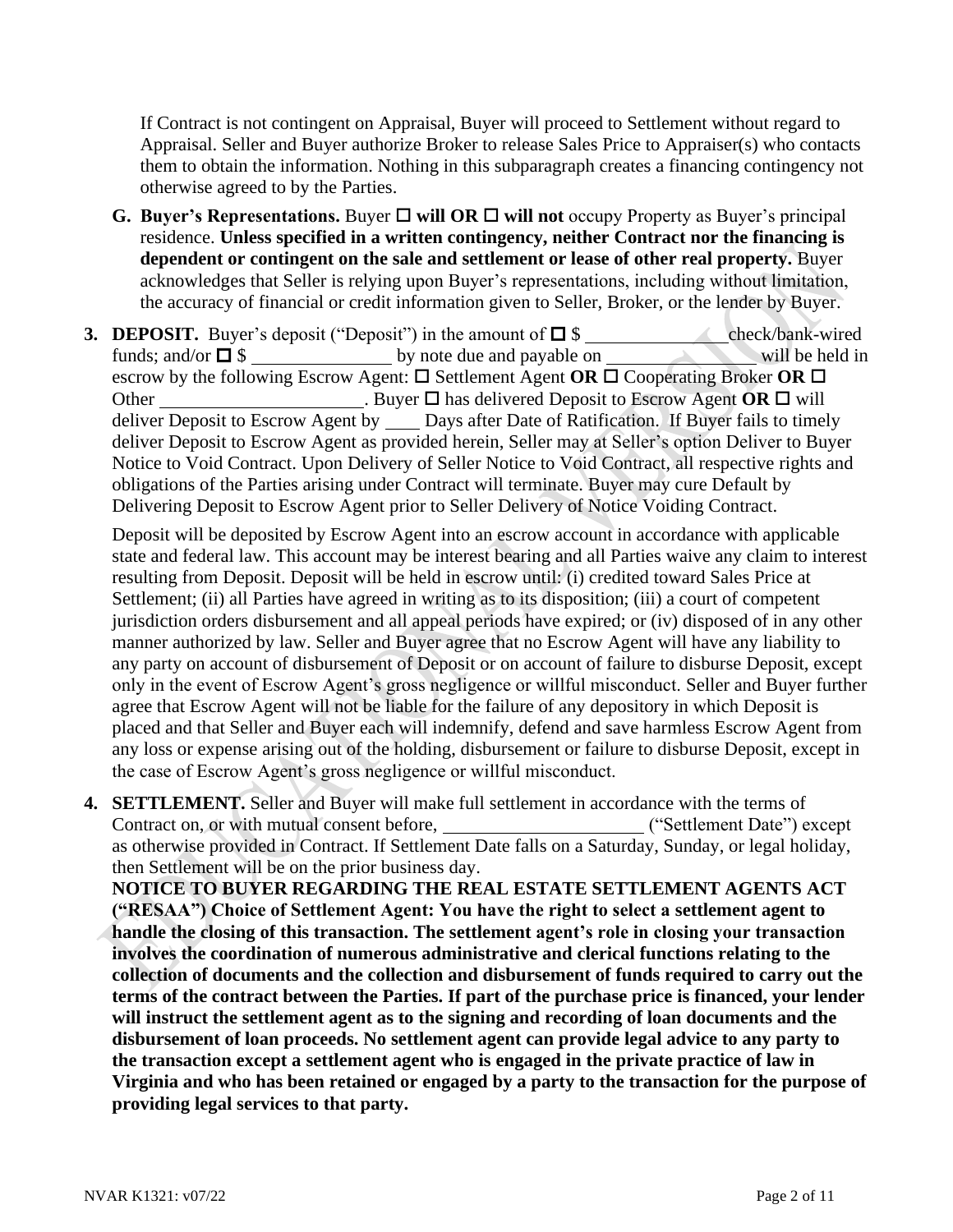If Contract is not contingent on Appraisal, Buyer will proceed to Settlement without regard to Appraisal. Seller and Buyer authorize Broker to release Sales Price to Appraiser(s) who contacts them to obtain the information. Nothing in this subparagraph creates a financing contingency not otherwise agreed to by the Parties.

**G. Buyer's Representations.** Buyer ☐ **will OR** ☐ **will not** occupy Property as Buyer's principal residence. **Unless specified in a written contingency, neither Contract nor the financing is dependent or contingent on the sale and settlement or lease of other real property.** Buyer acknowledges that Seller is relying upon Buyer's representations, including without limitation, the accuracy of financial or credit information given to Seller, Broker, or the lender by Buyer.

**3. DEPOSIT.** Buyer's deposit ("Deposit") in the amount of ☐ $ _______________ check/bank-wired funds; and/or ☐ $ _______________ by note due and payable on _______________ will be held in escrow by the following Escrow Agent: ☐ Settlement Agent **OR** ☐ Cooperating Broker **OR** ☐ Other ______________________. Buyer ☐ has delivered Deposit to Escrow Agent **OR** ☐ will deliver Deposit to Escrow Agent by ____ Days after Date of Ratification. If Buyer fails to timely deliver Deposit to Escrow Agent as provided herein, Seller may at Seller's option Deliver to Buyer Notice to Void Contract. Upon Delivery of Seller Notice to Void Contract, all respective rights and obligations of the Parties arising under Contract will terminate. Buyer may cure Default by Delivering Deposit to Escrow Agent prior to Seller Delivery of Notice Voiding Contract.

Deposit will be deposited by Escrow Agent into an escrow account in accordance with applicable state and federal law. This account may be interest bearing and all Parties waive any claim to interest resulting from Deposit. Deposit will be held in escrow until: (i) credited toward Sales Price at Settlement; (ii) all Parties have agreed in writing as to its disposition; (iii) a court of competent jurisdiction orders disbursement and all appeal periods have expired; or (iv) disposed of in any other manner authorized by law. Seller and Buyer agree that no Escrow Agent will have any liability to any party on account of disbursement of Deposit or on account of failure to disburse Deposit, except only in the event of Escrow Agent's gross negligence or willful misconduct. Seller and Buyer further agree that Escrow Agent will not be liable for the failure of any depository in which Deposit is placed and that Seller and Buyer each will indemnify, defend and save harmless Escrow Agent from any loss or expense arising out of the holding, disbursement or failure to disburse Deposit, except in the case of Escrow Agent's gross negligence or willful misconduct.

**4. SETTLEMENT.** Seller and Buyer will make full settlement in accordance with the terms of Contract on, or with mutual consent before, ______________________ ("Settlement Date") except as otherwise provided in Contract. If Settlement Date falls on a Saturday, Sunday, or legal holiday, then Settlement will be on the prior business day.

**NOTICE TO BUYER REGARDING THE REAL ESTATE SETTLEMENT AGENTS ACT ("RESAA") Choice of Settlement Agent: You have the right to select a settlement agent to handle the closing of this transaction. The settlement agent's role in closing your transaction involves the coordination of numerous administrative and clerical functions relating to the collection of documents and the collection and disbursement of funds required to carry out the terms of the contract between the Parties. If part of the purchase price is financed, your lender will instruct the settlement agent as to the signing and recording of loan documents and the disbursement of loan proceeds. No settlement agent can provide legal advice to any party to the transaction except a settlement agent who is engaged in the private practice of law in Virginia and who has been retained or engaged by a party to the transaction for the purpose of providing legal services to that party.**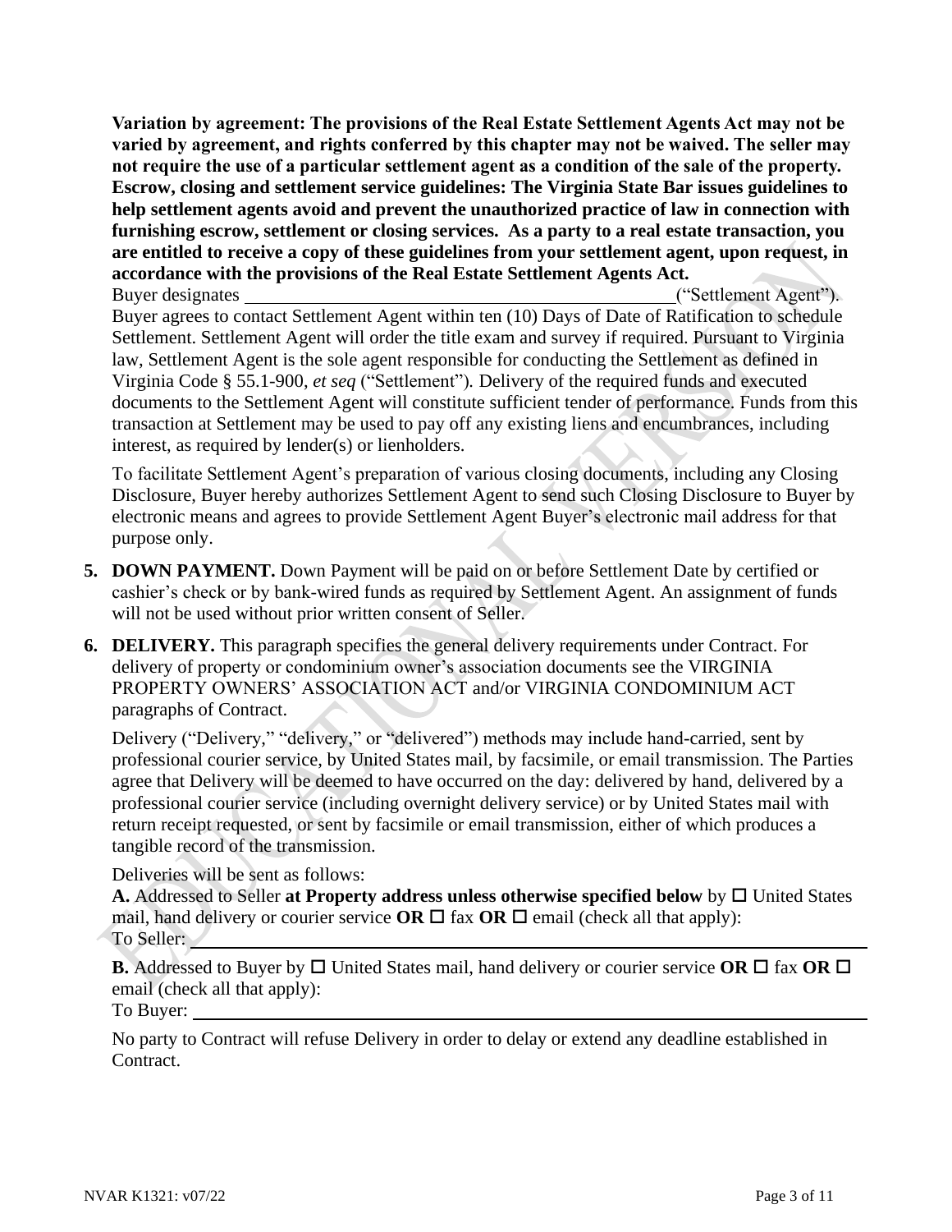**Variation by agreement: The provisions of the Real Estate Settlement Agents Act may not be varied by agreement, and rights conferred by this chapter may not be waived. The seller may not require the use of a particular settlement agent as a condition of the sale of the property. Escrow, closing and settlement service guidelines: The Virginia State Bar issues guidelines to help settlement agents avoid and prevent the unauthorized practice of law in connection with furnishing escrow, settlement or closing services. As a party to a real estate transaction, you are entitled to receive a copy of these guidelines from your settlement agent, upon request, in accordance with the provisions of the Real Estate Settlement Agents Act.**

Buyer designates ______________________________________________("Settlement Agent"). Buyer agrees to contact Settlement Agent within ten (10) Days of Date of Ratification to schedule Settlement. Settlement Agent will order the title exam and survey if required. Pursuant to Virginia law, Settlement Agent is the sole agent responsible for conducting the Settlement as defined in Virginia Code § 55.1-900, *et seq* ("Settlement"). Delivery of the required funds and executed documents to the Settlement Agent will constitute sufficient tender of performance. Funds from this transaction at Settlement may be used to pay off any existing liens and encumbrances, including interest, as required by lender(s) or lienholders.

To facilitate Settlement Agent's preparation of various closing documents, including any Closing Disclosure, Buyer hereby authorizes Settlement Agent to send such Closing Disclosure to Buyer by electronic means and agrees to provide Settlement Agent Buyer's electronic mail address for that purpose only.

**5. DOWN PAYMENT.** Down Payment will be paid on or before Settlement Date by certified or cashier's check or by bank-wired funds as required by Settlement Agent. An assignment of funds will not be used without prior written consent of Seller.

**6. DELIVERY.** This paragraph specifies the general delivery requirements under Contract. For delivery of property or condominium owner's association documents see the VIRGINIA PROPERTY OWNERS' ASSOCIATION ACT and/or VIRGINIA CONDOMINIUM ACT paragraphs of Contract.

Delivery ("Delivery," "delivery," or "delivered") methods may include hand-carried, sent by professional courier service, by United States mail, by facsimile, or email transmission. The Parties agree that Delivery will be deemed to have occurred on the day: delivered by hand, delivered by a professional courier service (including overnight delivery service) or by United States mail with return receipt requested, or sent by facsimile or email transmission, either of which produces a tangible record of the transmission.

Deliveries will be sent as follows:

**A.** Addressed to Seller **at Property address unless otherwise specified below** by ☐ United States mail, hand delivery or courier service **OR** ☐ fax **OR** ☐ email (check all that apply):
To Seller: ______________________________________________

**B.** Addressed to Buyer by ☐ United States mail, hand delivery or courier service **OR** ☐ fax **OR** ☐ email (check all that apply):
To Buyer: ______________________________________________

No party to Contract will refuse Delivery in order to delay or extend any deadline established in Contract.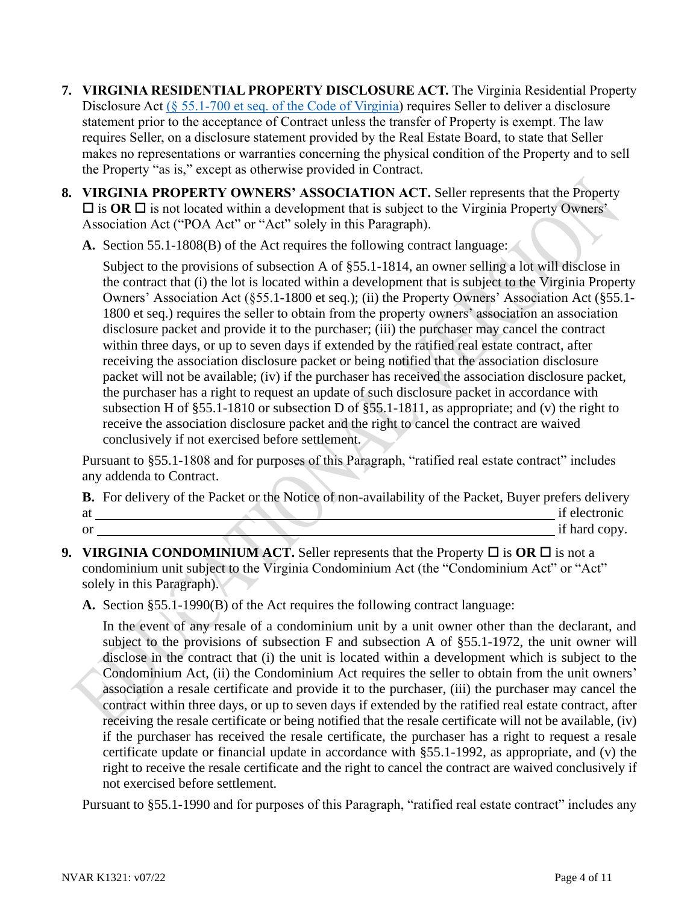7. **VIRGINIA RESIDENTIAL PROPERTY DISCLOSURE ACT.** The Virginia Residential Property Disclosure Act ([§ 55.1-700 et seq. of the Code of Virginia]) requires Seller to deliver a disclosure statement prior to the acceptance of Contract unless the transfer of Property is exempt. The law requires Seller, on a disclosure statement provided by the Real Estate Board, to state that Seller makes no representations or warranties concerning the physical condition of the Property and to sell the Property "as is," except as otherwise provided in Contract.

8. **VIRGINIA PROPERTY OWNERS' ASSOCIATION ACT.** Seller represents that the Property ☐ is **OR** ☐ is not located within a development that is subject to the Virginia Property Owners' Association Act ("POA Act" or "Act" solely in this Paragraph).

   **A.** Section 55.1-1808(B) of the Act requires the following contract language:

   Subject to the provisions of subsection A of §55.1-1814, an owner selling a lot will disclose in the contract that (i) the lot is located within a development that is subject to the Virginia Property Owners' Association Act (§55.1-1800 et seq.); (ii) the Property Owners' Association Act (§55.1-1800 et seq.) requires the seller to obtain from the property owners' association an association disclosure packet and provide it to the purchaser; (iii) the purchaser may cancel the contract within three days, or up to seven days if extended by the ratified real estate contract, after receiving the association disclosure packet or being notified that the association disclosure packet will not be available; (iv) if the purchaser has received the association disclosure packet, the purchaser has a right to request an update of such disclosure packet in accordance with subsection H of §55.1-1810 or subsection D of §55.1-1811, as appropriate; and (v) the right to receive the association disclosure packet and the right to cancel the contract are waived conclusively if not exercised before settlement.

   Pursuant to §55.1-1808 and for purposes of this Paragraph, "ratified real estate contract" includes any addenda to Contract.

   **B.** For delivery of the Packet or the Notice of non-availability of the Packet, Buyer prefers delivery at ________________________________________ if electronic or ________________________________________ if hard copy.

9. **VIRGINIA CONDOMINIUM ACT.** Seller represents that the Property ☐ is **OR** ☐ is not a condominium unit subject to the Virginia Condominium Act (the "Condominium Act" or "Act" solely in this Paragraph).

   **A.** Section §55.1-1990(B) of the Act requires the following contract language:

   In the event of any resale of a condominium unit by a unit owner other than the declarant, and subject to the provisions of subsection F and subsection A of §55.1-1972, the unit owner will disclose in the contract that (i) the unit is located within a development which is subject to the Condominium Act, (ii) the Condominium Act requires the seller to obtain from the unit owners' association a resale certificate and provide it to the purchaser, (iii) the purchaser may cancel the contract within three days, or up to seven days if extended by the ratified real estate contract, after receiving the resale certificate or being notified that the resale certificate will not be available, (iv) if the purchaser has received the resale certificate, the purchaser has a right to request a resale certificate update or financial update in accordance with §55.1-1992, as appropriate, and (v) the right to receive the resale certificate and the right to cancel the contract are waived conclusively if not exercised before settlement.

   Pursuant to §55.1-1990 and for purposes of this Paragraph, "ratified real estate contract" includes any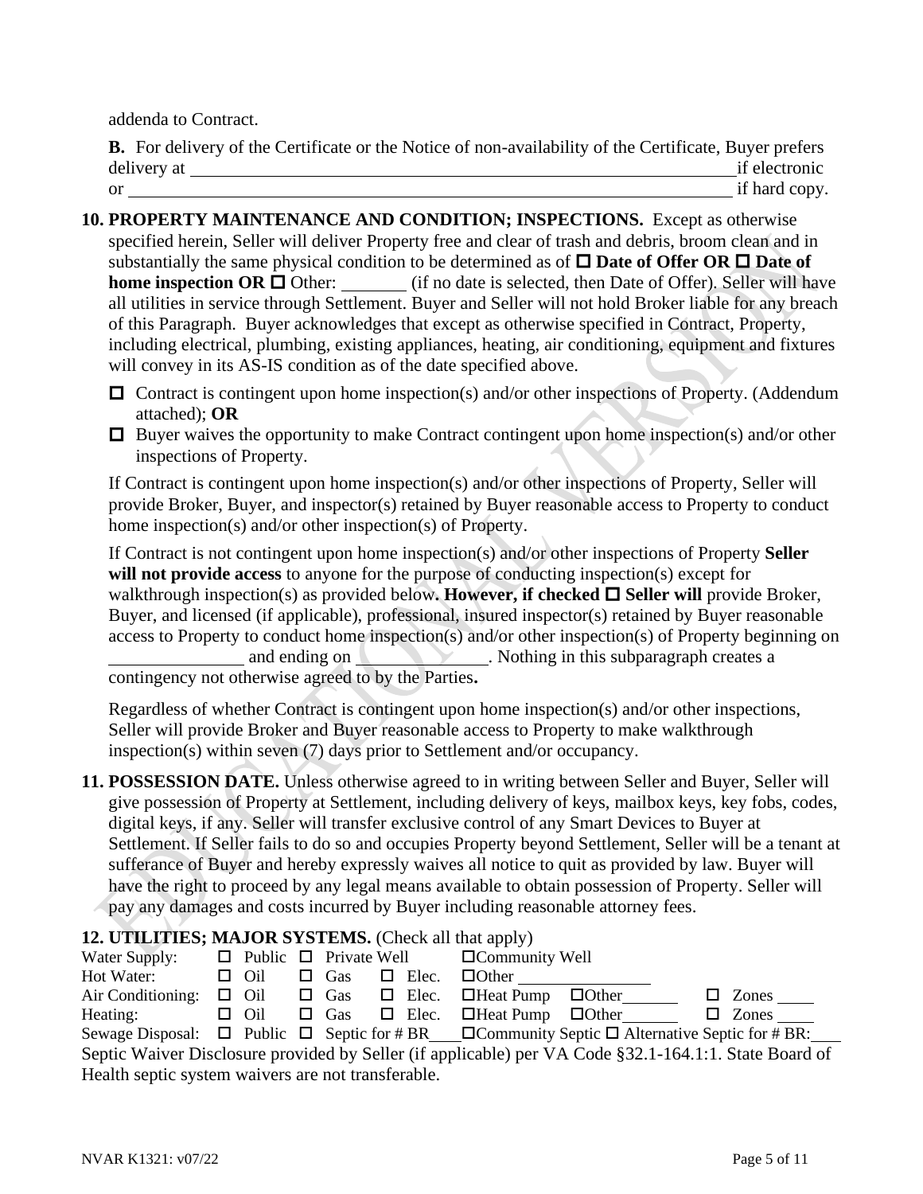addenda to Contract.

**B.** For delivery of the Certificate or the Notice of non-availability of the Certificate, Buyer prefers delivery at ______________________________________________ if electronic or ______________________________________________ if hard copy.

**10. PROPERTY MAINTENANCE AND CONDITION; INSPECTIONS.** Except as otherwise specified herein, Seller will deliver Property free and clear of trash and debris, broom clean and in substantially the same physical condition to be determined as of ☐ **Date of Offer OR** ☐ **Date of home inspection OR** ☐ Other: _______ (if no date is selected, then Date of Offer). Seller will have all utilities in service through Settlement. Buyer and Seller will not hold Broker liable for any breach of this Paragraph. Buyer acknowledges that except as otherwise specified in Contract, Property, including electrical, plumbing, existing appliances, heating, air conditioning, equipment and fixtures will convey in its AS-IS condition as of the date specified above.

☐ Contract is contingent upon home inspection(s) and/or other inspections of Property. (Addendum attached); **OR**

☐ Buyer waives the opportunity to make Contract contingent upon home inspection(s) and/or other inspections of Property.

If Contract is contingent upon home inspection(s) and/or other inspections of Property, Seller will provide Broker, Buyer, and inspector(s) retained by Buyer reasonable access to Property to conduct home inspection(s) and/or other inspection(s) of Property.

If Contract is not contingent upon home inspection(s) and/or other inspections of Property **Seller will not provide access** to anyone for the purpose of conducting inspection(s) except for walkthrough inspection(s) as provided below**. However, if checked** ☐ **Seller will** provide Broker, Buyer, and licensed (if applicable), professional, insured inspector(s) retained by Buyer reasonable access to Property to conduct home inspection(s) and/or other inspection(s) of Property beginning on _______________ and ending on _______________. Nothing in this subparagraph creates a contingency not otherwise agreed to by the Parties**.**

Regardless of whether Contract is contingent upon home inspection(s) and/or other inspections, Seller will provide Broker and Buyer reasonable access to Property to make walkthrough inspection(s) within seven (7) days prior to Settlement and/or occupancy.

**11. POSSESSION DATE.** Unless otherwise agreed to in writing between Seller and Buyer, Seller will give possession of Property at Settlement, including delivery of keys, mailbox keys, key fobs, codes, digital keys, if any. Seller will transfer exclusive control of any Smart Devices to Buyer at Settlement. If Seller fails to do so and occupies Property beyond Settlement, Seller will be a tenant at sufferance of Buyer and hereby expressly waives all notice to quit as provided by law. Buyer will have the right to proceed by any legal means available to obtain possession of Property. Seller will pay any damages and costs incurred by Buyer including reasonable attorney fees.

**12. UTILITIES; MAJOR SYSTEMS.** (Check all that apply)

Water Supply: ☐ Public ☐ Private Well ☐ Community Well

Hot Water: ☐ Oil ☐ Gas ☐ Elec. ☐ Other _______________

Air Conditioning: ☐ Oil ☐ Gas ☐ Elec. ☐ Heat Pump ☐ Other_______ ☐ Zones ____

Heating: ☐ Oil ☐ Gas ☐ Elec. ☐ Heat Pump ☐ Other_______ ☐ Zones ____

Sewage Disposal: ☐ Public ☐ Septic for # BR____ ☐ Community Septic ☐ Alternative Septic for # BR:____

Septic Waiver Disclosure provided by Seller (if applicable) per VA Code §32.1-164.1:1. State Board of Health septic system waivers are not transferable.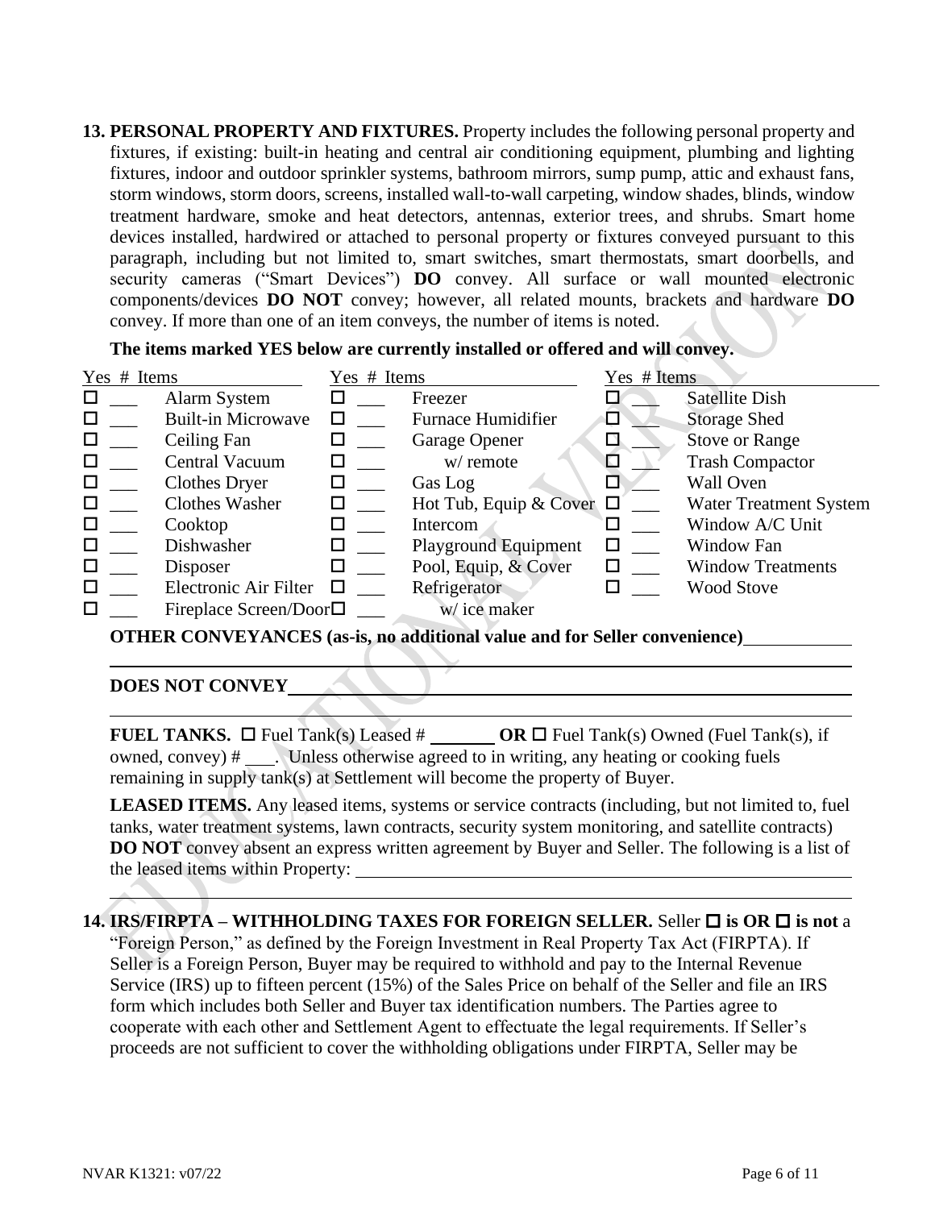**13. PERSONAL PROPERTY AND FIXTURES.** Property includes the following personal property and fixtures, if existing: built-in heating and central air conditioning equipment, plumbing and lighting fixtures, indoor and outdoor sprinkler systems, bathroom mirrors, sump pump, attic and exhaust fans, storm windows, storm doors, screens, installed wall-to-wall carpeting, window shades, blinds, window treatment hardware, smoke and heat detectors, antennas, exterior trees, and shrubs. Smart home devices installed, hardwired or attached to personal property or fixtures conveyed pursuant to this paragraph, including but not limited to, smart switches, smart thermostats, smart doorbells, and security cameras ("Smart Devices") **DO** convey. All surface or wall mounted electronic components/devices **DO NOT** convey; however, all related mounts, brackets and hardware **DO** convey. If more than one of an item conveys, the number of items is noted.

**The items marked YES below are currently installed or offered and will convey.**

| Yes | # | Items | Yes | # | Items | Yes | # | Items |
|---|---|---|---|---|---|---|---|---|
| ☐ | ___ | Alarm System | ☐ | ___ | Freezer | ☐ | ___ | Satellite Dish |
| ☐ | ___ | Built-in Microwave | ☐ | ___ | Furnace Humidifier | ☐ | ___ | Storage Shed |
| ☐ | ___ | Ceiling Fan | ☐ | ___ | Garage Opener | ☐ | ___ | Stove or Range |
| ☐ | ___ | Central Vacuum | ☐ | ___ | w/ remote | ☐ | ___ | Trash Compactor |
| ☐ | ___ | Clothes Dryer | ☐ | ___ | Gas Log | ☐ | ___ | Wall Oven |
| ☐ | ___ | Clothes Washer | ☐ | ___ | Hot Tub, Equip & Cover | ☐ | ___ | Water Treatment System |
| ☐ | ___ | Cooktop | ☐ | ___ | Intercom | ☐ | ___ | Window A/C Unit |
| ☐ | ___ | Dishwasher | ☐ | ___ | Playground Equipment | ☐ | ___ | Window Fan |
| ☐ | ___ | Disposer | ☐ | ___ | Pool, Equip, & Cover | ☐ | ___ | Window Treatments |
| ☐ | ___ | Electronic Air Filter | ☐ | ___ | Refrigerator | ☐ | ___ | Wood Stove |
| ☐ | ___ | Fireplace Screen/Door | ☐ | ___ | w/ ice maker | | | |

**OTHER CONVEYANCES (as-is, no additional value and for Seller convenience)** ____________

____________________________________________

**DOES NOT CONVEY** ____________________________________________

____________________________________________

**FUEL TANKS.** ☐ Fuel Tank(s) Leased # _______ **OR** ☐ Fuel Tank(s) Owned (Fuel Tank(s), if owned, convey) # ___. Unless otherwise agreed to in writing, any heating or cooking fuels remaining in supply tank(s) at Settlement will become the property of Buyer.

**LEASED ITEMS.** Any leased items, systems or service contracts (including, but not limited to, fuel tanks, water treatment systems, lawn contracts, security system monitoring, and satellite contracts) **DO NOT** convey absent an express written agreement by Buyer and Seller. The following is a list of the leased items within Property: ____________________________________________

____________________________________________

**14. IRS/FIRPTA – WITHHOLDING TAXES FOR FOREIGN SELLER.** Seller ☐ **is OR** ☐ **is not** a "Foreign Person," as defined by the Foreign Investment in Real Property Tax Act (FIRPTA). If Seller is a Foreign Person, Buyer may be required to withhold and pay to the Internal Revenue Service (IRS) up to fifteen percent (15%) of the Sales Price on behalf of the Seller and file an IRS form which includes both Seller and Buyer tax identification numbers. The Parties agree to cooperate with each other and Settlement Agent to effectuate the legal requirements. If Seller's proceeds are not sufficient to cover the withholding obligations under FIRPTA, Seller may be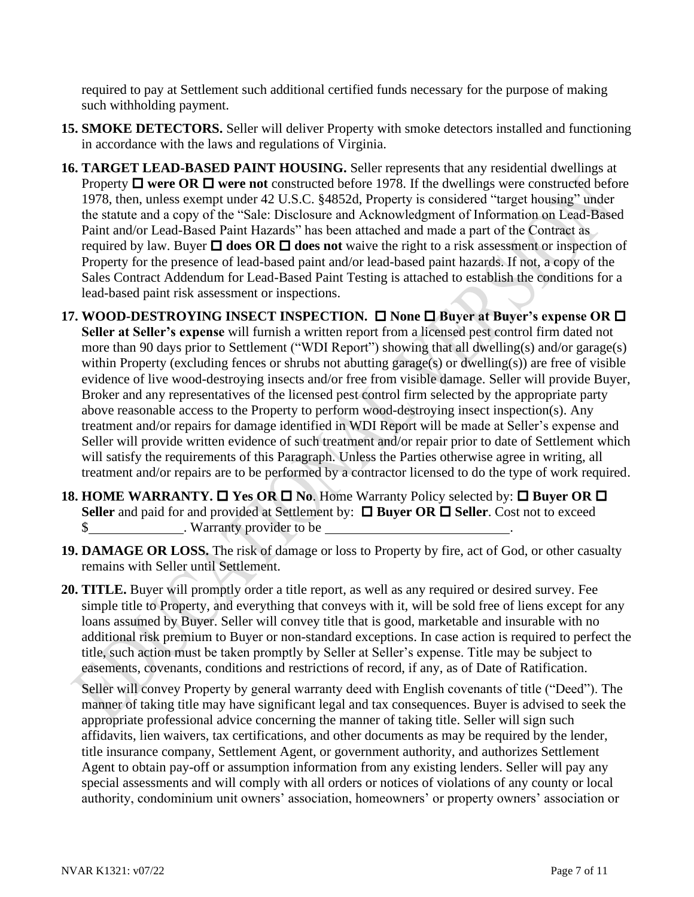required to pay at Settlement such additional certified funds necessary for the purpose of making such withholding payment.

**15. SMOKE DETECTORS.** Seller will deliver Property with smoke detectors installed and functioning in accordance with the laws and regulations of Virginia.

**16. TARGET LEAD-BASED PAINT HOUSING.** Seller represents that any residential dwellings at Property ☐ **were OR** ☐ **were not** constructed before 1978. If the dwellings were constructed before 1978, then, unless exempt under 42 U.S.C. §4852d, Property is considered "target housing" under the statute and a copy of the "Sale: Disclosure and Acknowledgment of Information on Lead-Based Paint and/or Lead-Based Paint Hazards" has been attached and made a part of the Contract as required by law. Buyer ☐ **does OR** ☐ **does not** waive the right to a risk assessment or inspection of Property for the presence of lead-based paint and/or lead-based paint hazards. If not, a copy of the Sales Contract Addendum for Lead-Based Paint Testing is attached to establish the conditions for a lead-based paint risk assessment or inspections.

**17. WOOD-DESTROYING INSECT INSPECTION.** ☐ **None** ☐ **Buyer at Buyer's expense OR** ☐ **Seller at Seller's expense** will furnish a written report from a licensed pest control firm dated not more than 90 days prior to Settlement ("WDI Report") showing that all dwelling(s) and/or garage(s) within Property (excluding fences or shrubs not abutting garage(s) or dwelling(s)) are free of visible evidence of live wood-destroying insects and/or free from visible damage. Seller will provide Buyer, Broker and any representatives of the licensed pest control firm selected by the appropriate party above reasonable access to the Property to perform wood-destroying insect inspection(s). Any treatment and/or repairs for damage identified in WDI Report will be made at Seller's expense and Seller will provide written evidence of such treatment and/or repair prior to date of Settlement which will satisfy the requirements of this Paragraph. Unless the Parties otherwise agree in writing, all treatment and/or repairs are to be performed by a contractor licensed to do the type of work required.

**18. HOME WARRANTY.** ☐ **Yes OR** ☐ **No**. Home Warranty Policy selected by: ☐ **Buyer OR** ☐ **Seller** and paid for and provided at Settlement by: ☐ **Buyer OR** ☐ **Seller**. Cost not to exceed $\_\_\_\_\_\_\_\_\_\_\_\_\_\_. Warranty provider to be \_\_\_\_\_\_\_\_\_\_\_\_\_\_\_\_\_\_\_\_\_\_\_\_\_\_\_\_.

**19. DAMAGE OR LOSS.** The risk of damage or loss to Property by fire, act of God, or other casualty remains with Seller until Settlement.

**20. TITLE.** Buyer will promptly order a title report, as well as any required or desired survey. Fee simple title to Property, and everything that conveys with it, will be sold free of liens except for any loans assumed by Buyer. Seller will convey title that is good, marketable and insurable with no additional risk premium to Buyer or non-standard exceptions. In case action is required to perfect the title, such action must be taken promptly by Seller at Seller's expense. Title may be subject to easements, covenants, conditions and restrictions of record, if any, as of Date of Ratification.

Seller will convey Property by general warranty deed with English covenants of title ("Deed"). The manner of taking title may have significant legal and tax consequences. Buyer is advised to seek the appropriate professional advice concerning the manner of taking title. Seller will sign such affidavits, lien waivers, tax certifications, and other documents as may be required by the lender, title insurance company, Settlement Agent, or government authority, and authorizes Settlement Agent to obtain pay-off or assumption information from any existing lenders. Seller will pay any special assessments and will comply with all orders or notices of violations of any county or local authority, condominium unit owners' association, homeowners' or property owners' association or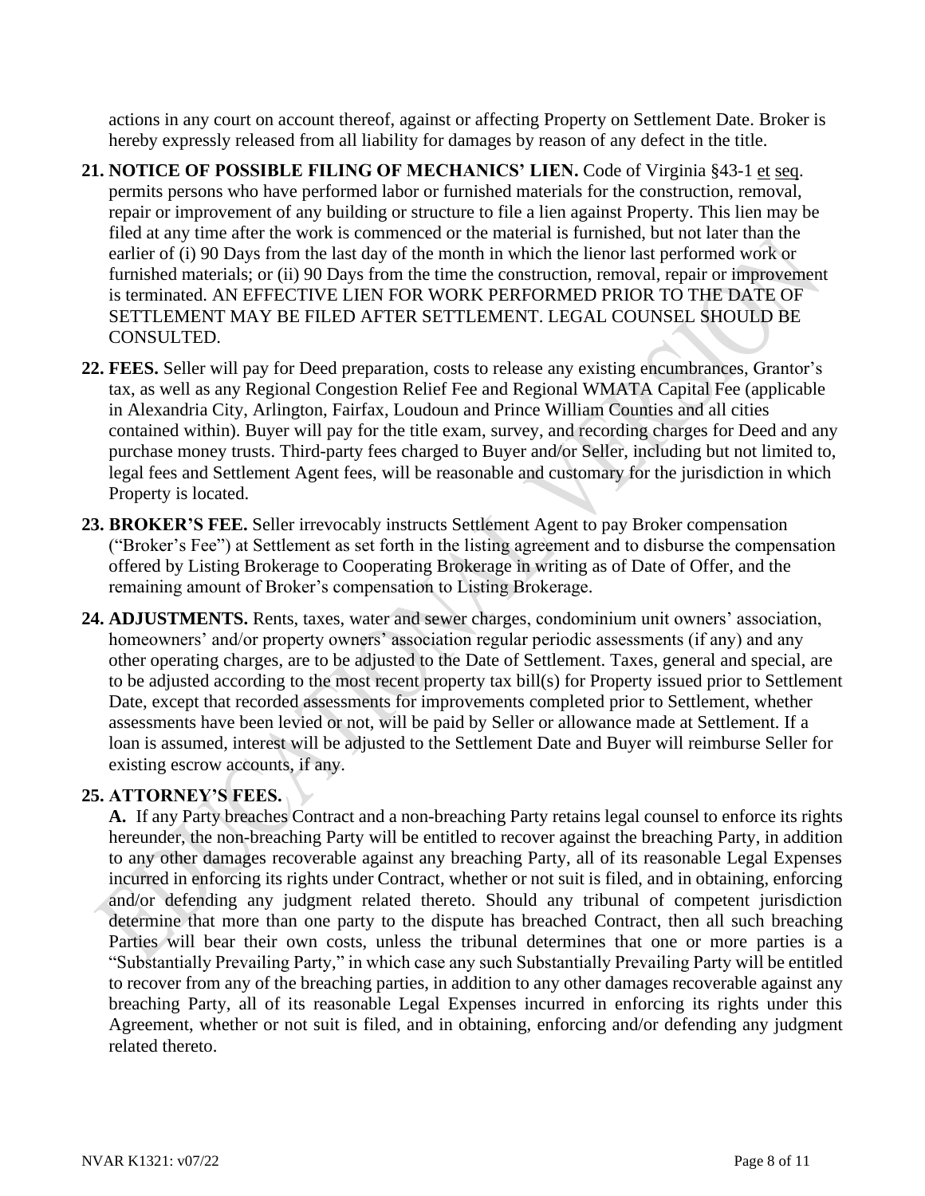actions in any court on account thereof, against or affecting Property on Settlement Date. Broker is hereby expressly released from all liability for damages by reason of any defect in the title.

**21. NOTICE OF POSSIBLE FILING OF MECHANICS' LIEN.** Code of Virginia §43-1 et seq. permits persons who have performed labor or furnished materials for the construction, removal, repair or improvement of any building or structure to file a lien against Property. This lien may be filed at any time after the work is commenced or the material is furnished, but not later than the earlier of (i) 90 Days from the last day of the month in which the lienor last performed work or furnished materials; or (ii) 90 Days from the time the construction, removal, repair or improvement is terminated. AN EFFECTIVE LIEN FOR WORK PERFORMED PRIOR TO THE DATE OF SETTLEMENT MAY BE FILED AFTER SETTLEMENT. LEGAL COUNSEL SHOULD BE CONSULTED.

**22. FEES.** Seller will pay for Deed preparation, costs to release any existing encumbrances, Grantor's tax, as well as any Regional Congestion Relief Fee and Regional WMATA Capital Fee (applicable in Alexandria City, Arlington, Fairfax, Loudoun and Prince William Counties and all cities contained within). Buyer will pay for the title exam, survey, and recording charges for Deed and any purchase money trusts. Third-party fees charged to Buyer and/or Seller, including but not limited to, legal fees and Settlement Agent fees, will be reasonable and customary for the jurisdiction in which Property is located.

**23. BROKER'S FEE.** Seller irrevocably instructs Settlement Agent to pay Broker compensation ("Broker's Fee") at Settlement as set forth in the listing agreement and to disburse the compensation offered by Listing Brokerage to Cooperating Brokerage in writing as of Date of Offer, and the remaining amount of Broker's compensation to Listing Brokerage.

**24. ADJUSTMENTS.** Rents, taxes, water and sewer charges, condominium unit owners' association, homeowners' and/or property owners' association regular periodic assessments (if any) and any other operating charges, are to be adjusted to the Date of Settlement. Taxes, general and special, are to be adjusted according to the most recent property tax bill(s) for Property issued prior to Settlement Date, except that recorded assessments for improvements completed prior to Settlement, whether assessments have been levied or not, will be paid by Seller or allowance made at Settlement. If a loan is assumed, interest will be adjusted to the Settlement Date and Buyer will reimburse Seller for existing escrow accounts, if any.

**25. ATTORNEY'S FEES.**

**A.** If any Party breaches Contract and a non-breaching Party retains legal counsel to enforce its rights hereunder, the non-breaching Party will be entitled to recover against the breaching Party, in addition to any other damages recoverable against any breaching Party, all of its reasonable Legal Expenses incurred in enforcing its rights under Contract, whether or not suit is filed, and in obtaining, enforcing and/or defending any judgment related thereto. Should any tribunal of competent jurisdiction determine that more than one party to the dispute has breached Contract, then all such breaching Parties will bear their own costs, unless the tribunal determines that one or more parties is a "Substantially Prevailing Party," in which case any such Substantially Prevailing Party will be entitled to recover from any of the breaching parties, in addition to any other damages recoverable against any breaching Party, all of its reasonable Legal Expenses incurred in enforcing its rights under this Agreement, whether or not suit is filed, and in obtaining, enforcing and/or defending any judgment related thereto.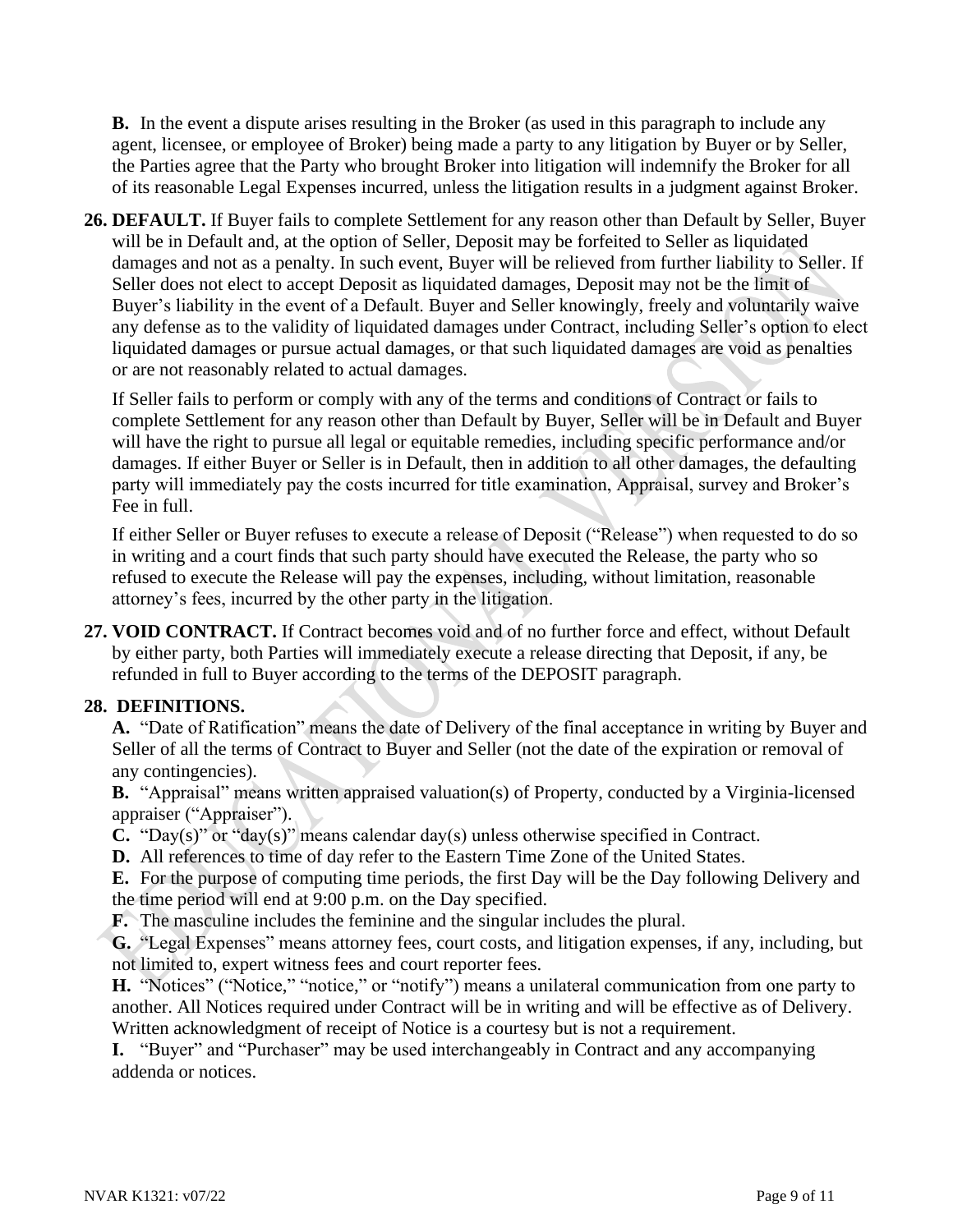**B.** In the event a dispute arises resulting in the Broker (as used in this paragraph to include any agent, licensee, or employee of Broker) being made a party to any litigation by Buyer or by Seller, the Parties agree that the Party who brought Broker into litigation will indemnify the Broker for all of its reasonable Legal Expenses incurred, unless the litigation results in a judgment against Broker.

**26. DEFAULT.** If Buyer fails to complete Settlement for any reason other than Default by Seller, Buyer will be in Default and, at the option of Seller, Deposit may be forfeited to Seller as liquidated damages and not as a penalty. In such event, Buyer will be relieved from further liability to Seller. If Seller does not elect to accept Deposit as liquidated damages, Deposit may not be the limit of Buyer's liability in the event of a Default. Buyer and Seller knowingly, freely and voluntarily waive any defense as to the validity of liquidated damages under Contract, including Seller's option to elect liquidated damages or pursue actual damages, or that such liquidated damages are void as penalties or are not reasonably related to actual damages.

If Seller fails to perform or comply with any of the terms and conditions of Contract or fails to complete Settlement for any reason other than Default by Buyer, Seller will be in Default and Buyer will have the right to pursue all legal or equitable remedies, including specific performance and/or damages. If either Buyer or Seller is in Default, then in addition to all other damages, the defaulting party will immediately pay the costs incurred for title examination, Appraisal, survey and Broker's Fee in full.

If either Seller or Buyer refuses to execute a release of Deposit ("Release") when requested to do so in writing and a court finds that such party should have executed the Release, the party who so refused to execute the Release will pay the expenses, including, without limitation, reasonable attorney's fees, incurred by the other party in the litigation.

**27. VOID CONTRACT.** If Contract becomes void and of no further force and effect, without Default by either party, both Parties will immediately execute a release directing that Deposit, if any, be refunded in full to Buyer according to the terms of the DEPOSIT paragraph.

**28. DEFINITIONS.**

**A.** "Date of Ratification" means the date of Delivery of the final acceptance in writing by Buyer and Seller of all the terms of Contract to Buyer and Seller (not the date of the expiration or removal of any contingencies).

**B.** "Appraisal" means written appraised valuation(s) of Property, conducted by a Virginia-licensed appraiser ("Appraiser").

**C.** "Day(s)" or "day(s)" means calendar day(s) unless otherwise specified in Contract.

**D.** All references to time of day refer to the Eastern Time Zone of the United States.

**E.** For the purpose of computing time periods, the first Day will be the Day following Delivery and the time period will end at 9:00 p.m. on the Day specified.

**F.** The masculine includes the feminine and the singular includes the plural.

**G.** "Legal Expenses" means attorney fees, court costs, and litigation expenses, if any, including, but not limited to, expert witness fees and court reporter fees.

**H.** "Notices" ("Notice," "notice," or "notify") means a unilateral communication from one party to another. All Notices required under Contract will be in writing and will be effective as of Delivery. Written acknowledgment of receipt of Notice is a courtesy but is not a requirement.

**I.** "Buyer" and "Purchaser" may be used interchangeably in Contract and any accompanying addenda or notices.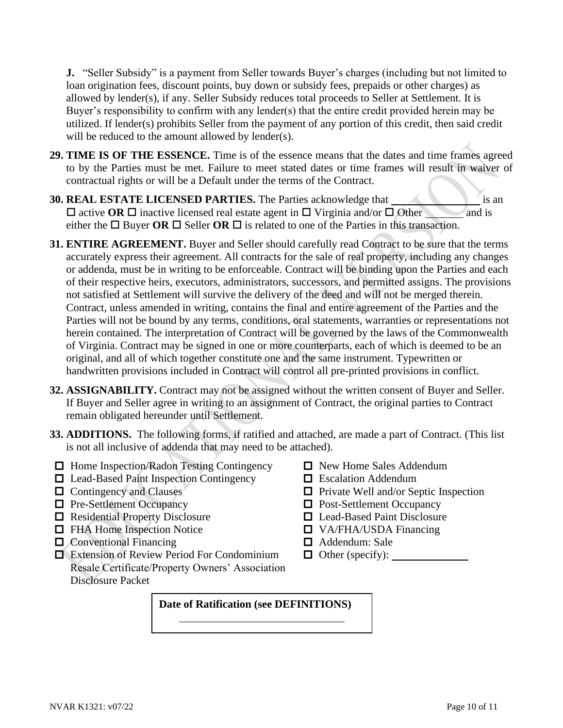**J.** "Seller Subsidy" is a payment from Seller towards Buyer's charges (including but not limited to loan origination fees, discount points, buy down or subsidy fees, prepaids or other charges) as allowed by lender(s), if any. Seller Subsidy reduces total proceeds to Seller at Settlement. It is Buyer's responsibility to confirm with any lender(s) that the entire credit provided herein may be utilized. If lender(s) prohibits Seller from the payment of any portion of this credit, then said credit will be reduced to the amount allowed by lender(s).

**29. TIME IS OF THE ESSENCE.** Time is of the essence means that the dates and time frames agreed to by the Parties must be met. Failure to meet stated dates or time frames will result in waiver of contractual rights or will be a Default under the terms of the Contract.

**30. REAL ESTATE LICENSED PARTIES.** The Parties acknowledge that ________________ is an ☐ active **OR** ☐ inactive licensed real estate agent in ☐ Virginia and/or ☐ Other _______ and is either the ☐ Buyer **OR** ☐ Seller **OR** ☐ is related to one of the Parties in this transaction.

**31. ENTIRE AGREEMENT.** Buyer and Seller should carefully read Contract to be sure that the terms accurately express their agreement. All contracts for the sale of real property, including any changes or addenda, must be in writing to be enforceable. Contract will be binding upon the Parties and each of their respective heirs, executors, administrators, successors, and permitted assigns. The provisions not satisfied at Settlement will survive the delivery of the deed and will not be merged therein. Contract, unless amended in writing, contains the final and entire agreement of the Parties and the Parties will not be bound by any terms, conditions, oral statements, warranties or representations not herein contained. The interpretation of Contract will be governed by the laws of the Commonwealth of Virginia. Contract may be signed in one or more counterparts, each of which is deemed to be an original, and all of which together constitute one and the same instrument. Typewritten or handwritten provisions included in Contract will control all pre-printed provisions in conflict.

**32. ASSIGNABILITY.** Contract may not be assigned without the written consent of Buyer and Seller. If Buyer and Seller agree in writing to an assignment of Contract, the original parties to Contract remain obligated hereunder until Settlement.

**33. ADDITIONS.** The following forms, if ratified and attached, are made a part of Contract. (This list is not all inclusive of addenda that may need to be attached).

- ☐ Home Inspection/Radon Testing Contingency
- ☐ Lead-Based Paint Inspection Contingency
- ☐ Contingency and Clauses
- ☐ Pre-Settlement Occupancy
- ☐ Residential Property Disclosure
- ☐ FHA Home Inspection Notice
- ☐ Conventional Financing
- ☐ Extension of Review Period For Condominium Resale Certificate/Property Owners' Association Disclosure Packet
- ☐ New Home Sales Addendum
- ☐ Escalation Addendum
- ☐ Private Well and/or Septic Inspection
- ☐ Post-Settlement Occupancy
- ☐ Lead-Based Paint Disclosure
- ☐ VA/FHA/USDA Financing
- ☐ Addendum: Sale
- ☐ Other (specify): ______________

**Date of Ratification (see DEFINITIONS)**

______________________________

NVAR K1321: v07/22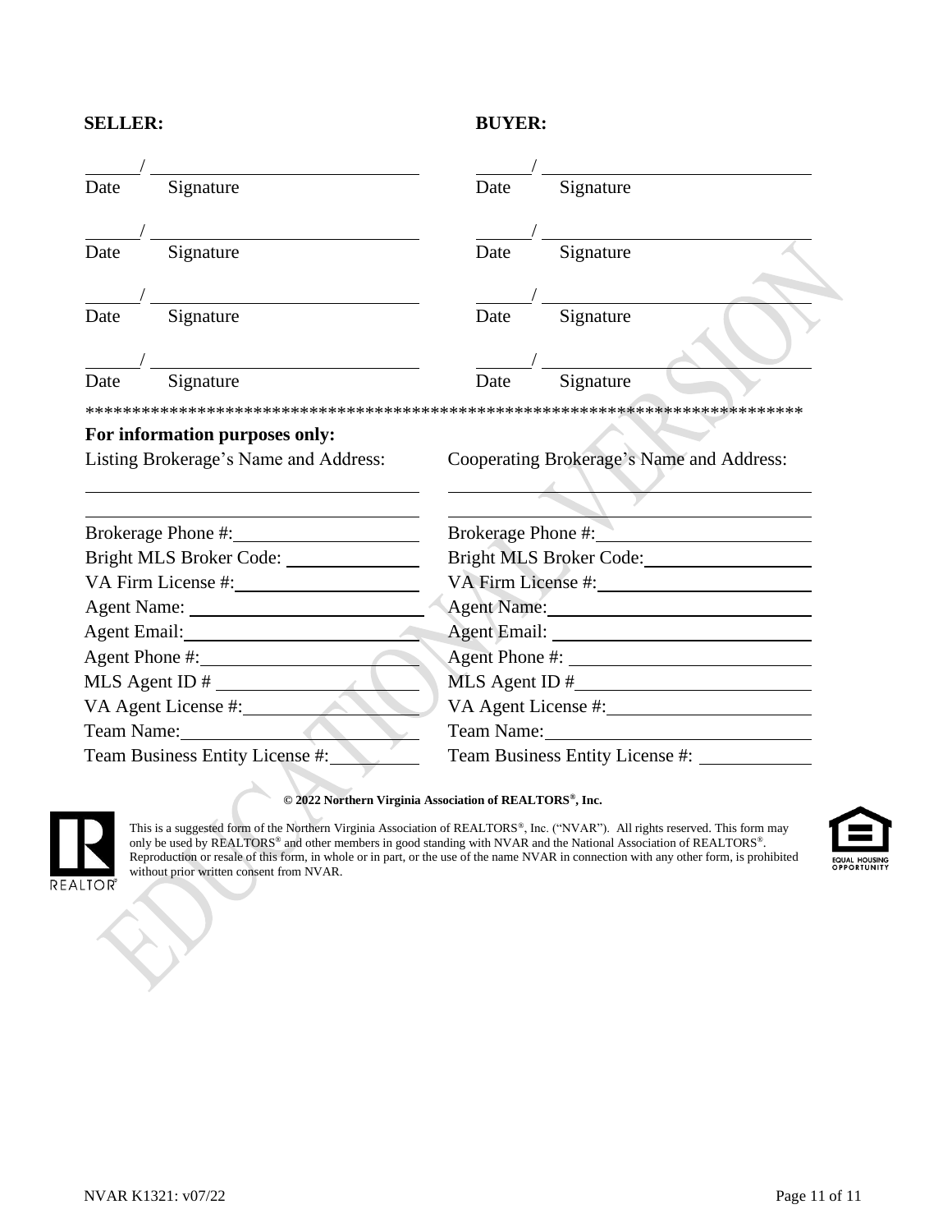**SELLER:**

| | |
|---|---|
| ______/ ______________________ | ______/ ______________________ |
| Date Signature | Date Signature |
| ______/ ______________________ | ______/ ______________________ |
| Date Signature | Date Signature |
| ______/ ______________________ | ______/ ______________________ |
| Date Signature | Date Signature |
| ______/ ______________________ | ______/ ______________________ |
| Date Signature | Date Signature |

**BUYER:** (right column above)

******************************************************************************

**For information purposes only:**

| | |
|---|---|
| Listing Brokerage's Name and Address: | Cooperating Brokerage's Name and Address: |
| ______________________ | ______________________ |
| ______________________ | ______________________ |
| Brokerage Phone #: ______________ | Brokerage Phone #: ______________ |
| Bright MLS Broker Code: ______________ | Bright MLS Broker Code: ______________ |
| VA Firm License #: ______________ | VA Firm License #: ______________ |
| Agent Name: ______________ | Agent Name: ______________ |
| Agent Email: ______________ | Agent Email: ______________ |
| Agent Phone #: ______________ | Agent Phone #: ______________ |
| MLS Agent ID # ______________ | MLS Agent ID # ______________ |
| VA Agent License #: ______________ | VA Agent License #: ______________ |
| Team Name: ______________ | Team Name: ______________ |
| Team Business Entity License #: ______________ | Team Business Entity License #: ______________ |

**© 2022 Northern Virginia Association of REALTORS®, Inc.**

This is a suggested form of the Northern Virginia Association of REALTORS®, Inc. ("NVAR"). All rights reserved. This form may only be used by REALTORS® and other members in good standing with NVAR and the National Association of REALTORS®. Reproduction or resale of this form, in whole or in part, or the use of the name NVAR in connection with any other form, is prohibited without prior written consent from NVAR.

REALTOR®

EQUAL HOUSING OPPORTUNITY

EDUCATIONAL VERSION

NVAR K1321: v07/22